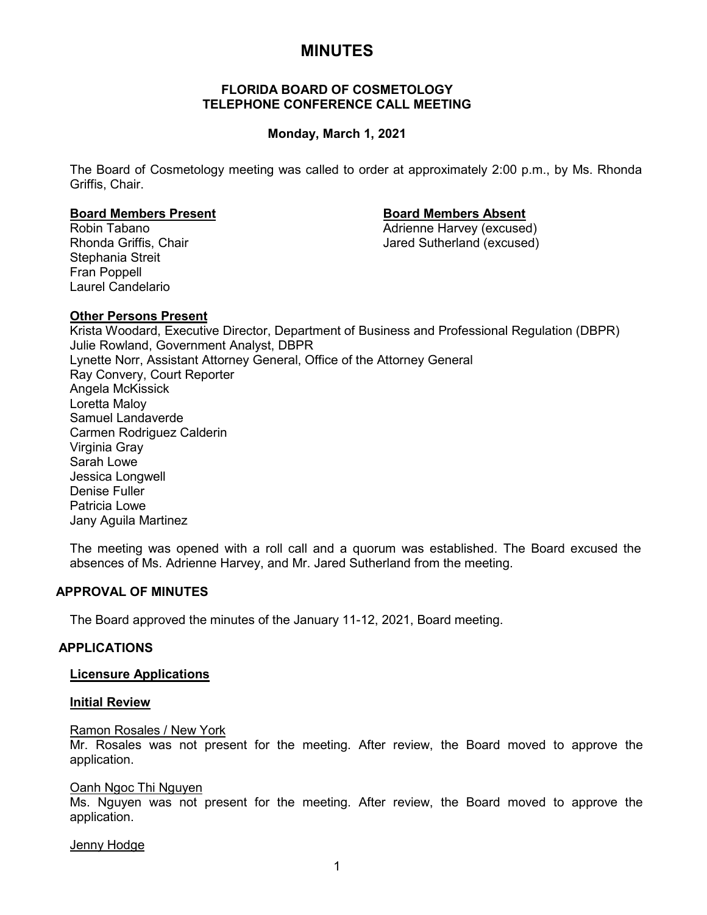# MINUTES

**FLORIDA BOARD OF COSMETOLOGY**
**TELEPHONE CONFERENCE CALL MEETING**

**Monday, March 1, 2021**

The Board of Cosmetology meeting was called to order at approximately 2:00 p.m., by Ms. Rhonda Griffis, Chair.

**Board Members Present**
Robin Tabano
Rhonda Griffis, Chair
Stephania Streit
Fran Poppell
Laurel Candelario

**Board Members Absent**
Adrienne Harvey (excused)
Jared Sutherland (excused)

**Other Persons Present**
Krista Woodard, Executive Director, Department of Business and Professional Regulation (DBPR)
Julie Rowland, Government Analyst, DBPR
Lynette Norr, Assistant Attorney General, Office of the Attorney General
Ray Convery, Court Reporter
Angela McKissick
Loretta Maloy
Samuel Landaverde
Carmen Rodriguez Calderin
Virginia Gray
Sarah Lowe
Jessica Longwell
Denise Fuller
Patricia Lowe
Jany Aguila Martinez

The meeting was opened with a roll call and a quorum was established. The Board excused the absences of Ms. Adrienne Harvey, and Mr. Jared Sutherland from the meeting.

## APPROVAL OF MINUTES

The Board approved the minutes of the January 11-12, 2021, Board meeting.

## APPLICATIONS

### Licensure Applications

### Initial Review

Ramon Rosales / New York
Mr. Rosales was not present for the meeting. After review, the Board moved to approve the application.

Oanh Ngoc Thi Nguyen
Ms. Nguyen was not present for the meeting. After review, the Board moved to approve the application.

Jenny Hodge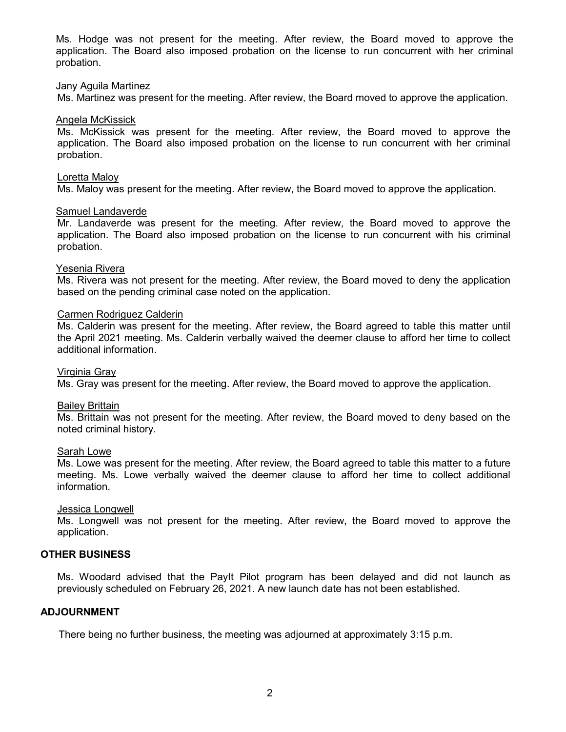Ms. Hodge was not present for the meeting. After review, the Board moved to approve the application. The Board also imposed probation on the license to run concurrent with her criminal probation.

Jany Aguila Martinez

Ms. Martinez was present for the meeting. After review, the Board moved to approve the application.

Angela McKissick

Ms. McKissick was present for the meeting. After review, the Board moved to approve the application. The Board also imposed probation on the license to run concurrent with her criminal probation.

Loretta Maloy

Ms. Maloy was present for the meeting. After review, the Board moved to approve the application.

Samuel Landaverde

Mr. Landaverde was present for the meeting. After review, the Board moved to approve the application. The Board also imposed probation on the license to run concurrent with his criminal probation.

Yesenia Rivera

Ms. Rivera was not present for the meeting. After review, the Board moved to deny the application based on the pending criminal case noted on the application.

Carmen Rodriguez Calderin

Ms. Calderin was present for the meeting. After review, the Board agreed to table this matter until the April 2021 meeting. Ms. Calderin verbally waived the deemer clause to afford her time to collect additional information.

Virginia Gray

Ms. Gray was present for the meeting. After review, the Board moved to approve the application.

Bailey Brittain

Ms. Brittain was not present for the meeting. After review, the Board moved to deny based on the noted criminal history.

Sarah Lowe

Ms. Lowe was present for the meeting. After review, the Board agreed to table this matter to a future meeting. Ms. Lowe verbally waived the deemer clause to afford her time to collect additional information.

Jessica Longwell

Ms. Longwell was not present for the meeting. After review, the Board moved to approve the application.

## OTHER BUSINESS

Ms. Woodard advised that the PayIt Pilot program has been delayed and did not launch as previously scheduled on February 26, 2021. A new launch date has not been established.

## ADJOURNMENT

There being no further business, the meeting was adjourned at approximately 3:15 p.m.